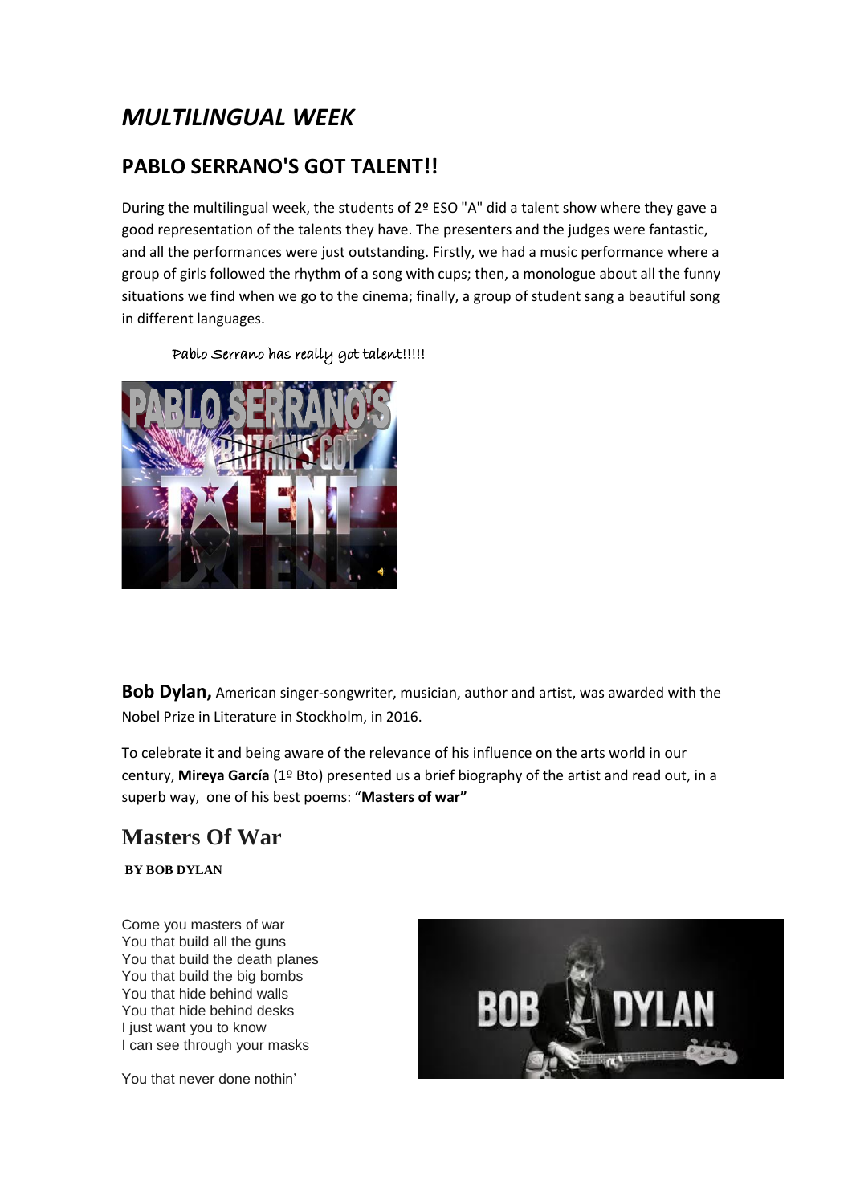# *MULTILINGUAL WEEK*

## PABLO SERRANO'S GOT TALENT!!

During the multilingual week, the students of 2º ESO "A" did a talent show where they gave a good representation of the talents they have. The presenters and the judges were fantastic, and all the performances were just outstanding. Firstly, we had a music performance where a group of girls followed the rhythm of a song with cups; then, a monologue about all the funny situations we find when we go to the cinema; finally, a group of student sang a beautiful song in different languages.

Pablo Serrano has really got talent!!!!!

**Bob Dylan,** American singer-songwriter, musician, author and artist, was awarded with the Nobel Prize in Literature in Stockholm, in 2016.

To celebrate it and being aware of the relevance of his influence on the arts world in our century, **Mireya García** (1º Bto) presented us a brief biography of the artist and read out, in a superb way, one of his best poems: "**Masters of war"**

## Masters Of War

**BY BOB DYLAN**

Come you masters of war
You that build all the guns
You that build the death planes
You that build the big bombs
You that hide behind walls
You that hide behind desks
I just want you to know
I can see through your masks

You that never done nothin'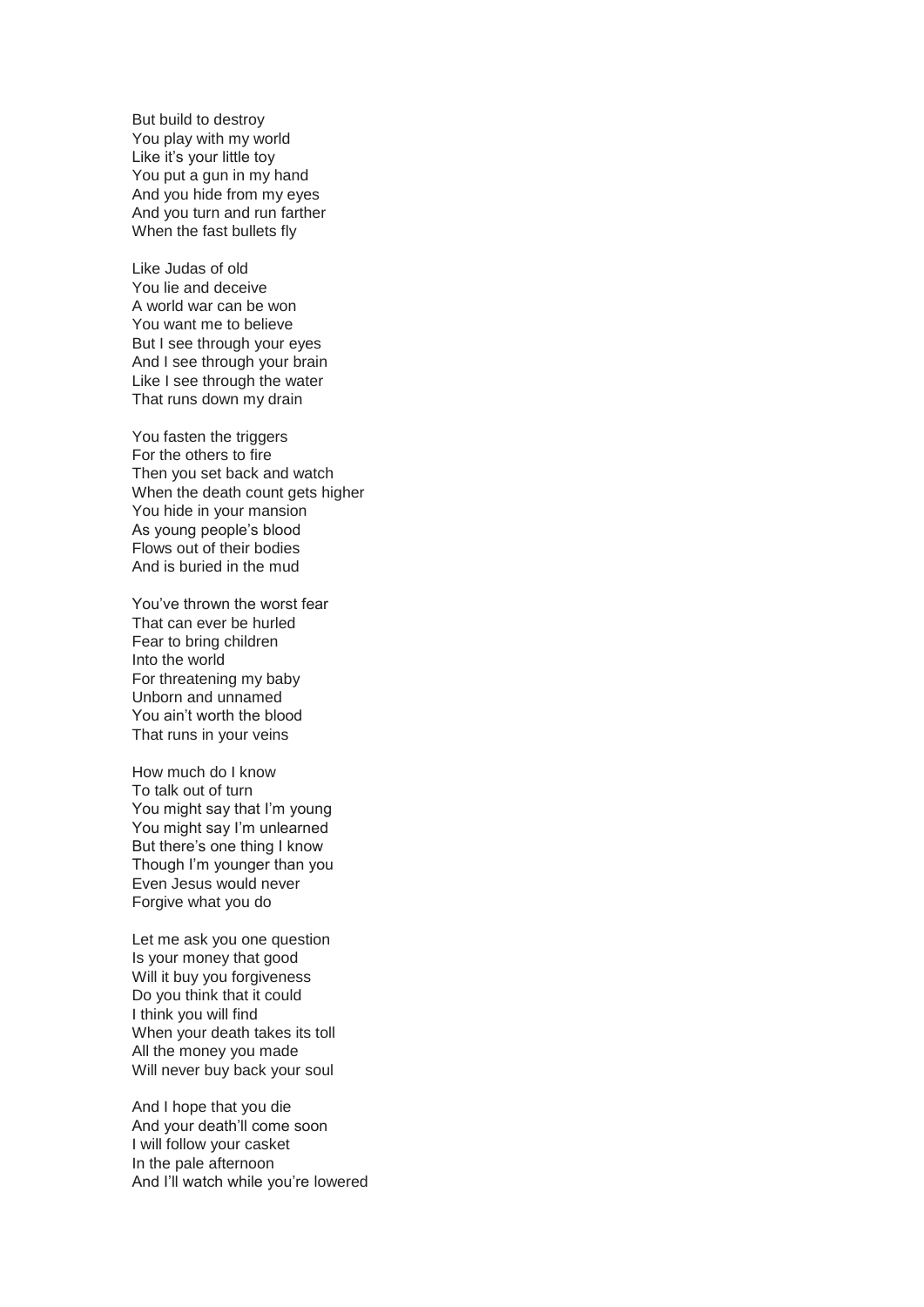But build to destroy
You play with my world
Like it's your little toy
You put a gun in my hand
And you hide from my eyes
And you turn and run farther
When the fast bullets fly

Like Judas of old
You lie and deceive
A world war can be won
You want me to believe
But I see through your eyes
And I see through your brain
Like I see through the water
That runs down my drain

You fasten the triggers
For the others to fire
Then you set back and watch
When the death count gets higher
You hide in your mansion
As young people's blood
Flows out of their bodies
And is buried in the mud

You've thrown the worst fear
That can ever be hurled
Fear to bring children
Into the world
For threatening my baby
Unborn and unnamed
You ain't worth the blood
That runs in your veins

How much do I know
To talk out of turn
You might say that I'm young
You might say I'm unlearned
But there's one thing I know
Though I'm younger than you
Even Jesus would never
Forgive what you do

Let me ask you one question
Is your money that good
Will it buy you forgiveness
Do you think that it could
I think you will find
When your death takes its toll
All the money you made
Will never buy back your soul

And I hope that you die
And your death'll come soon
I will follow your casket
In the pale afternoon
And I'll watch while you're lowered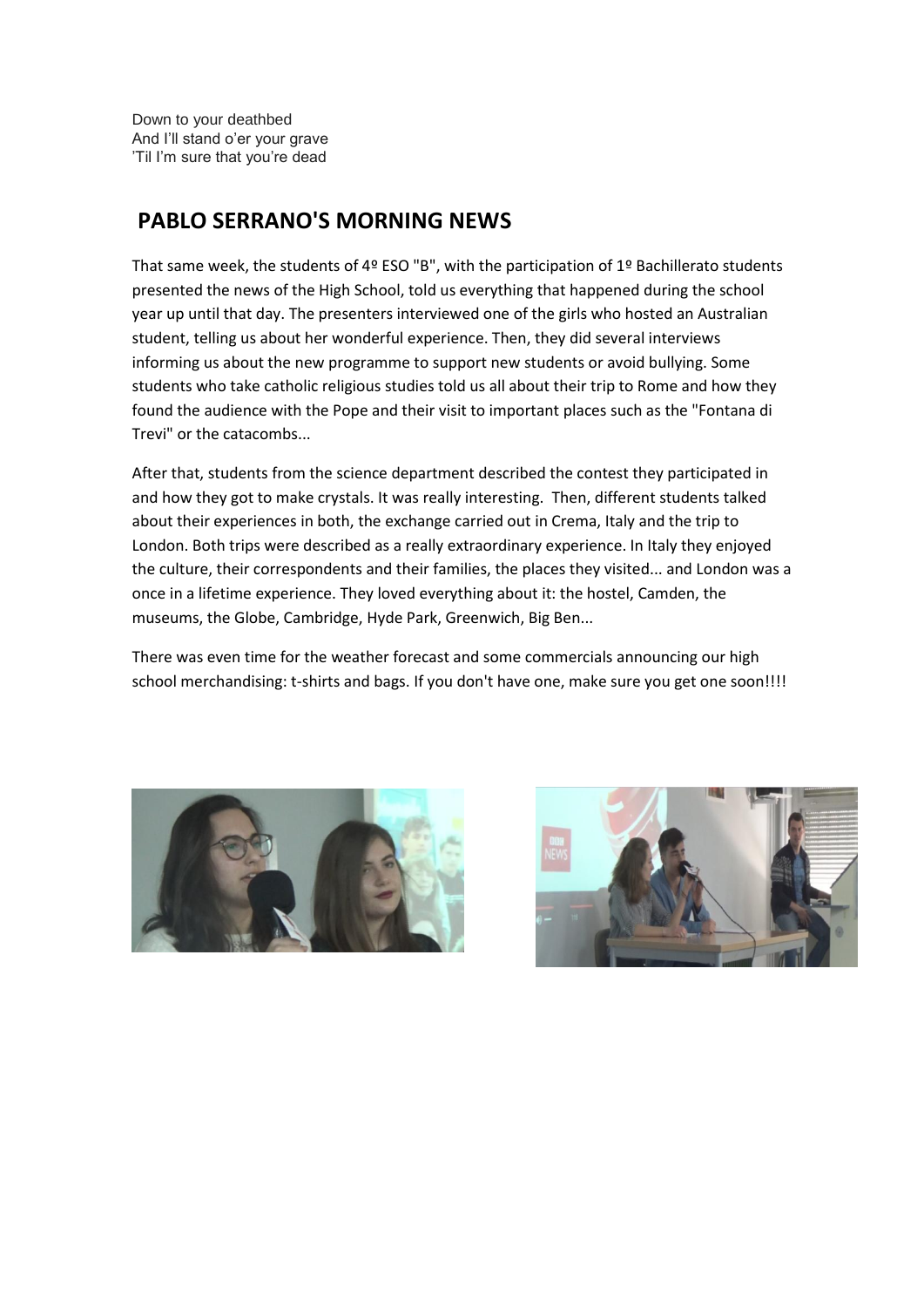Down to your deathbed
And I'll stand o'er your grave
'Til I'm sure that you're dead

## PABLO SERRANO'S MORNING NEWS

That same week, the students of 4º ESO "B", with the participation of 1º Bachillerato students presented the news of the High School, told us everything that happened during the school year up until that day. The presenters interviewed one of the girls who hosted an Australian student, telling us about her wonderful experience. Then, they did several interviews informing us about the new programme to support new students or avoid bullying. Some students who take catholic religious studies told us all about their trip to Rome and how they found the audience with the Pope and their visit to important places such as the "Fontana di Trevi" or the catacombs...

After that, students from the science department described the contest they participated in and how they got to make crystals. It was really interesting. Then, different students talked about their experiences in both, the exchange carried out in Crema, Italy and the trip to London. Both trips were described as a really extraordinary experience. In Italy they enjoyed the culture, their correspondents and their families, the places they visited... and London was a once in a lifetime experience. They loved everything about it: the hostel, Camden, the museums, the Globe, Cambridge, Hyde Park, Greenwich, Big Ben...

There was even time for the weather forecast and some commercials announcing our high school merchandising: t-shirts and bags. If you don't have one, make sure you get one soon!!!!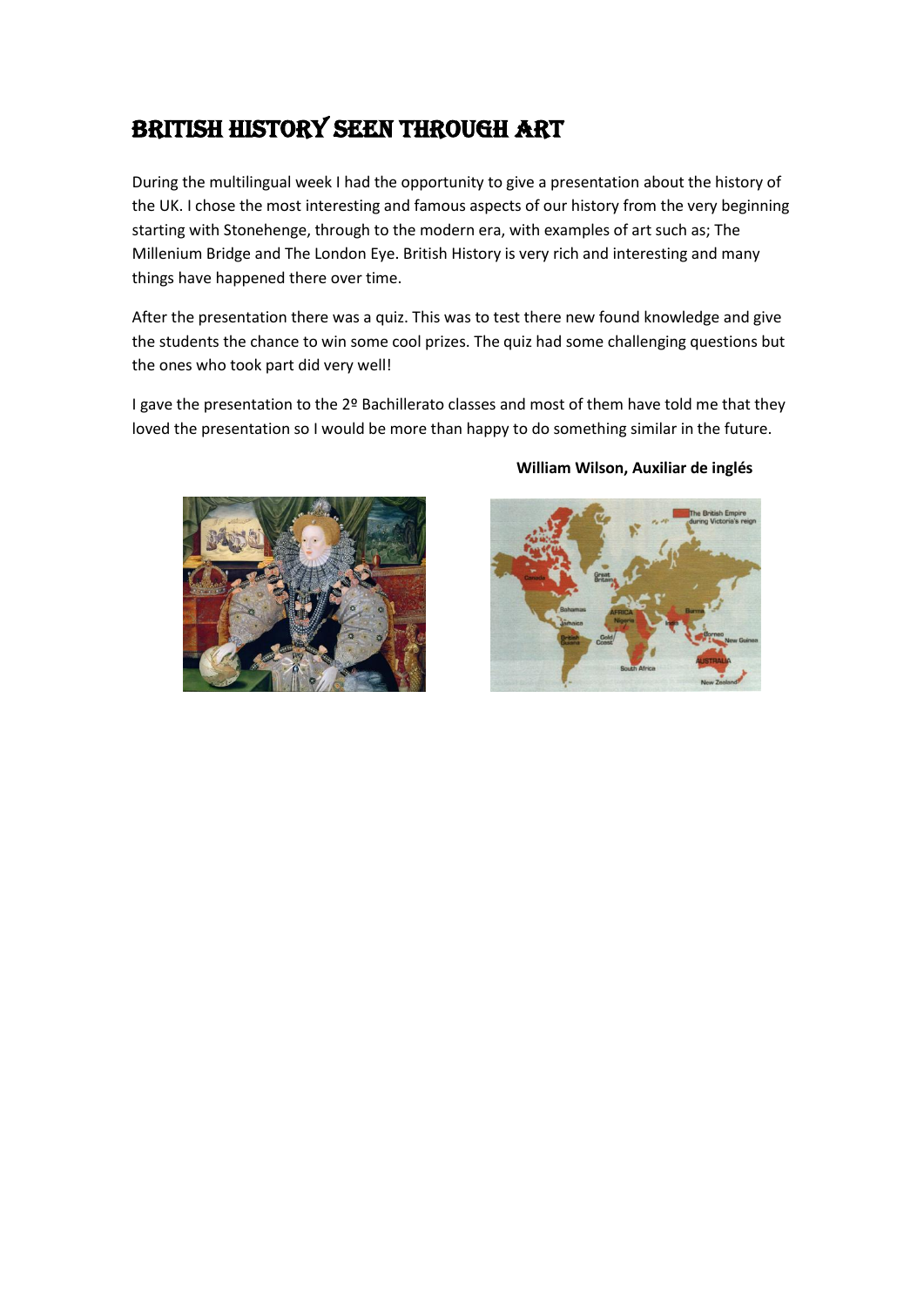# BRITISH HISTORY SEEN THROUGH ART

During the multilingual week I had the opportunity to give a presentation about the history of the UK. I chose the most interesting and famous aspects of our history from the very beginning starting with Stonehenge, through to the modern era, with examples of art such as; The Millenium Bridge and The London Eye. British History is very rich and interesting and many things have happened there over time.

After the presentation there was a quiz. This was to test there new found knowledge and give the students the chance to win some cool prizes. The quiz had some challenging questions but the ones who took part did very well!

I gave the presentation to the 2º Bachillerato classes and most of them have told me that they loved the presentation so I would be more than happy to do something similar in the future.

**William Wilson, Auxiliar de inglés**